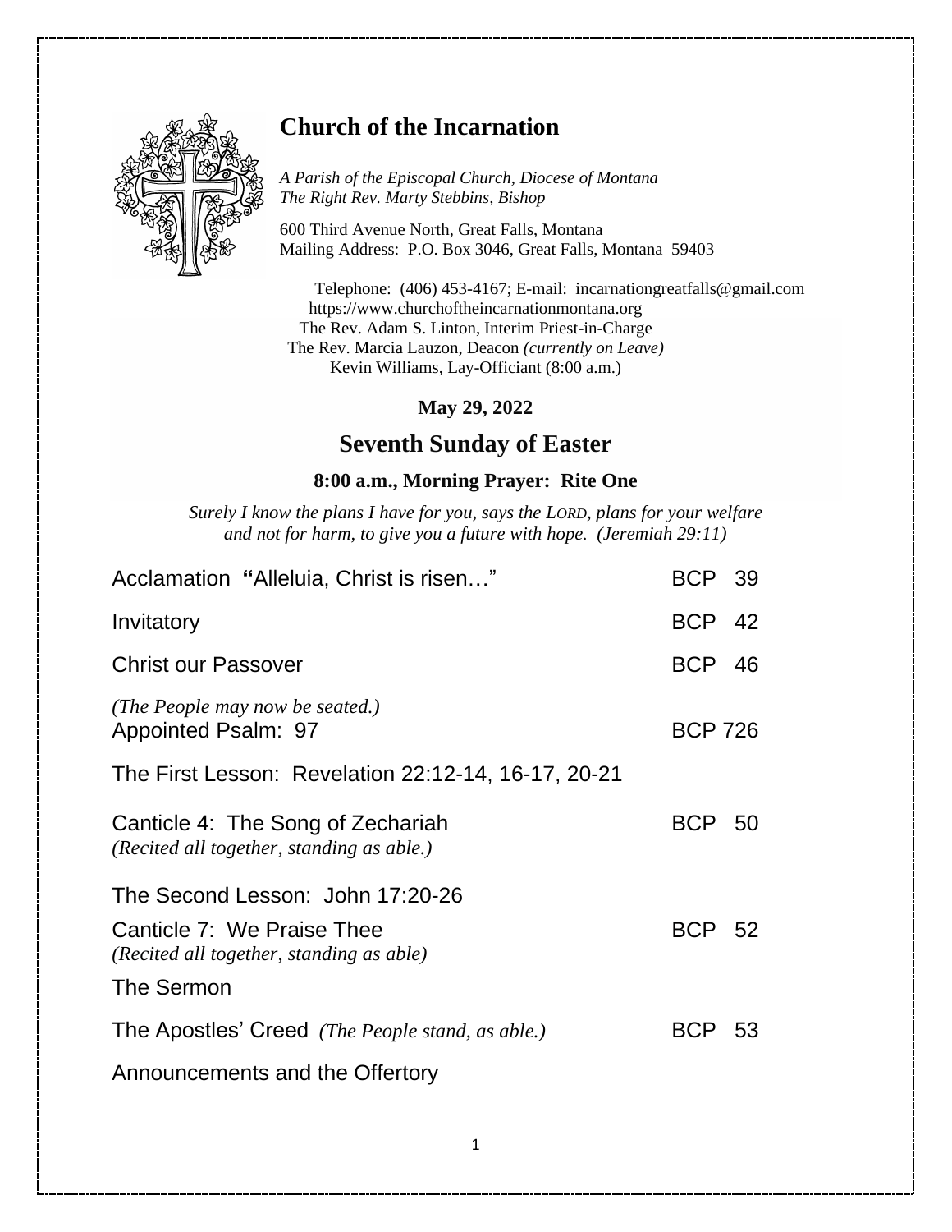# Church of the Incarnation

*A Parish of the Episcopal Church, Diocese of Montana*
*The Right Rev. Marty Stebbins, Bishop*

600 Third Avenue North, Great Falls, Montana
Mailing Address: P.O. Box 3046, Great Falls, Montana 59403

Telephone: (406) 453-4167; E-mail: incarnationgreatfalls@gmail.com
https://www.churchoftheincarnationmontana.org
The Rev. Adam S. Linton, Interim Priest-in-Charge
The Rev. Marcia Lauzon, Deacon *(currently on Leave)*
Kevin Williams, Lay-Officiant (8:00 a.m.)

**May 29, 2022**

## Seventh Sunday of Easter

**8:00 a.m., Morning Prayer: Rite One**

*Surely I know the plans I have for you, says the LORD, plans for your welfare and not for harm, to give you a future with hope. (Jeremiah 29:11)*

Acclamation **"**Alleluia, Christ is risen…" BCP 39

Invitatory BCP 42

Christ our Passover BCP 46

*(The People may now be seated.)*
Appointed Psalm: 97 BCP 726

The First Lesson: Revelation 22:12-14, 16-17, 20-21

Canticle 4: The Song of Zechariah BCP 50
*(Recited all together, standing as able.)*

The Second Lesson: John 17:20-26

Canticle 7: We Praise Thee BCP 52
*(Recited all together, standing as able)*

The Sermon

The Apostles' Creed *(The People stand, as able.)* BCP 53

Announcements and the Offertory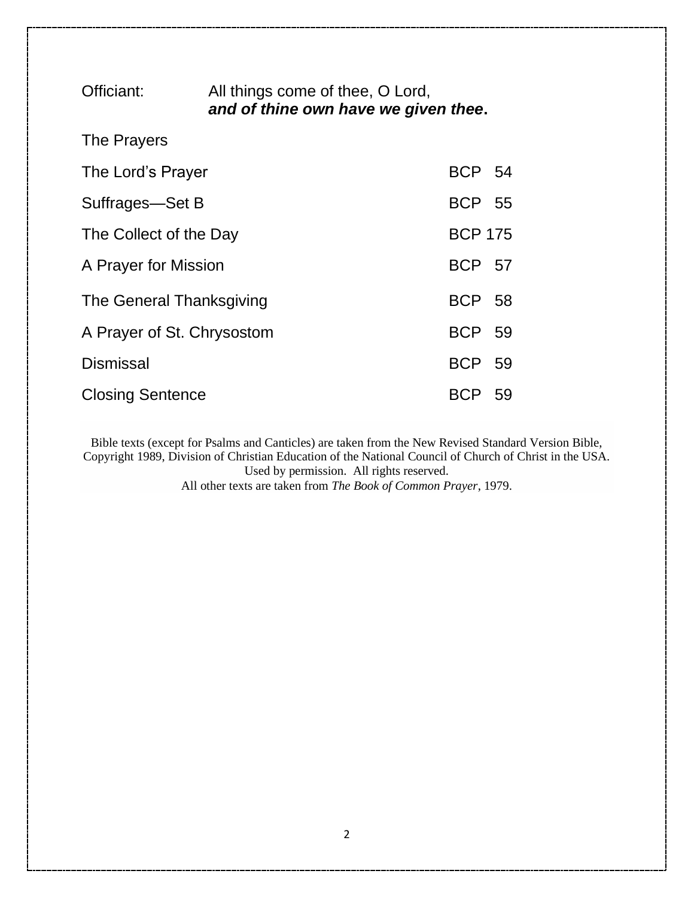Officiant: All things come of thee, O Lord,
***and of thine own have we given thee*****.**

The Prayers

| | |
|---|---|
| The Lord's Prayer | BCP 54 |
| Suffrages—Set B | BCP 55 |
| The Collect of the Day | BCP 175 |
| A Prayer for Mission | BCP 57 |
| The General Thanksgiving | BCP 58 |
| A Prayer of St. Chrysostom | BCP 59 |
| Dismissal | BCP 59 |
| Closing Sentence | BCP 59 |

Bible texts (except for Psalms and Canticles) are taken from the New Revised Standard Version Bible, Copyright 1989, Division of Christian Education of the National Council of Church of Christ in the USA. Used by permission. All rights reserved.
All other texts are taken from *The Book of Common Prayer*, 1979.